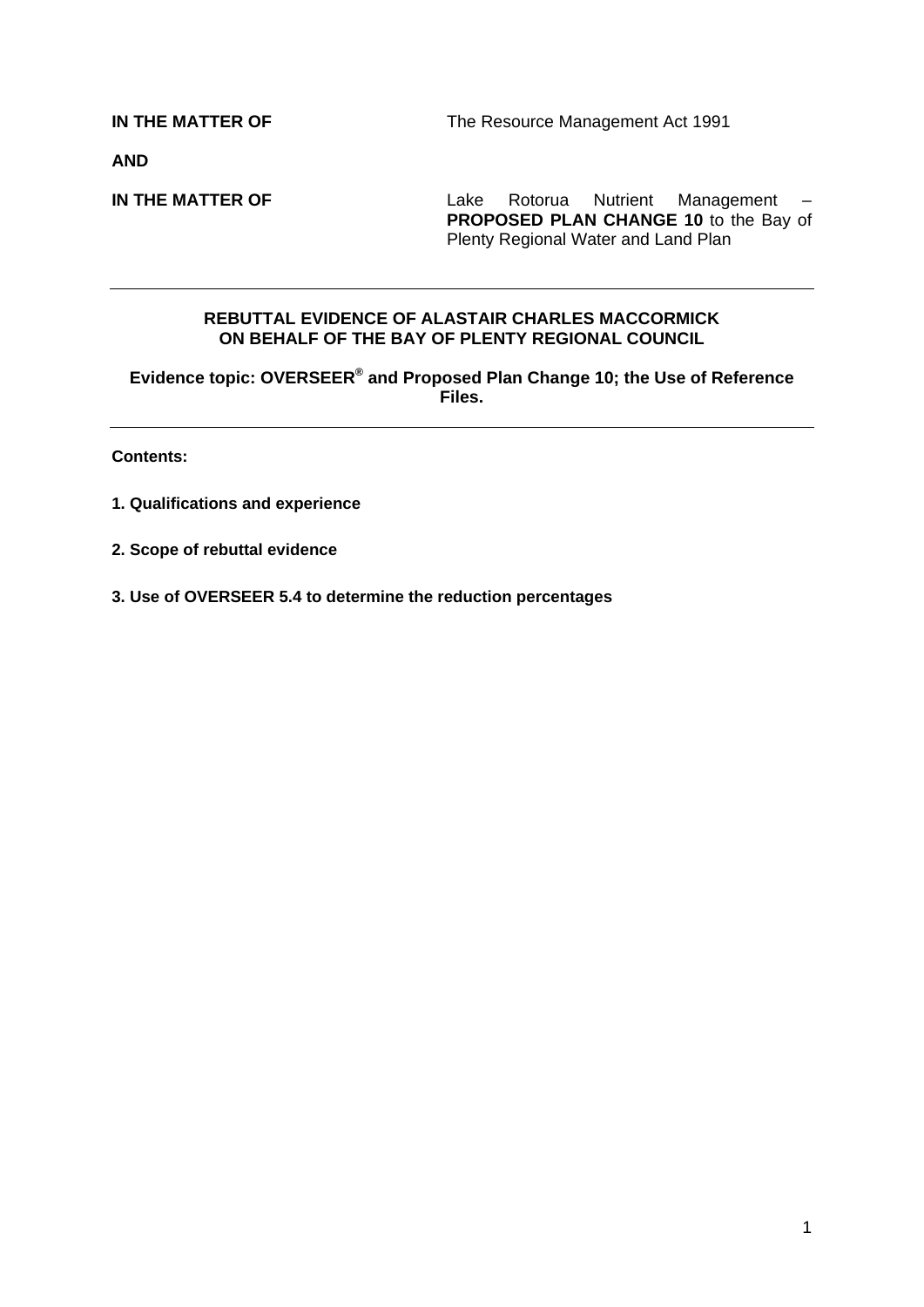**IN THE MATTER OF** The Resource Management Act 1991

**AND**

**IN THE MATTER OF** Lake Rotorua Nutrient Management – **PROPOSED PLAN CHANGE 10** to the Bay of Plenty Regional Water and Land Plan

---

**REBUTTAL EVIDENCE OF ALASTAIR CHARLES MACCORMICK ON BEHALF OF THE BAY OF PLENTY REGIONAL COUNCIL**

**Evidence topic: OVERSEER® and Proposed Plan Change 10; the Use of Reference Files.**

---

**Contents:**

**1. Qualifications and experience**

**2. Scope of rebuttal evidence**

**3. Use of OVERSEER 5.4 to determine the reduction percentages**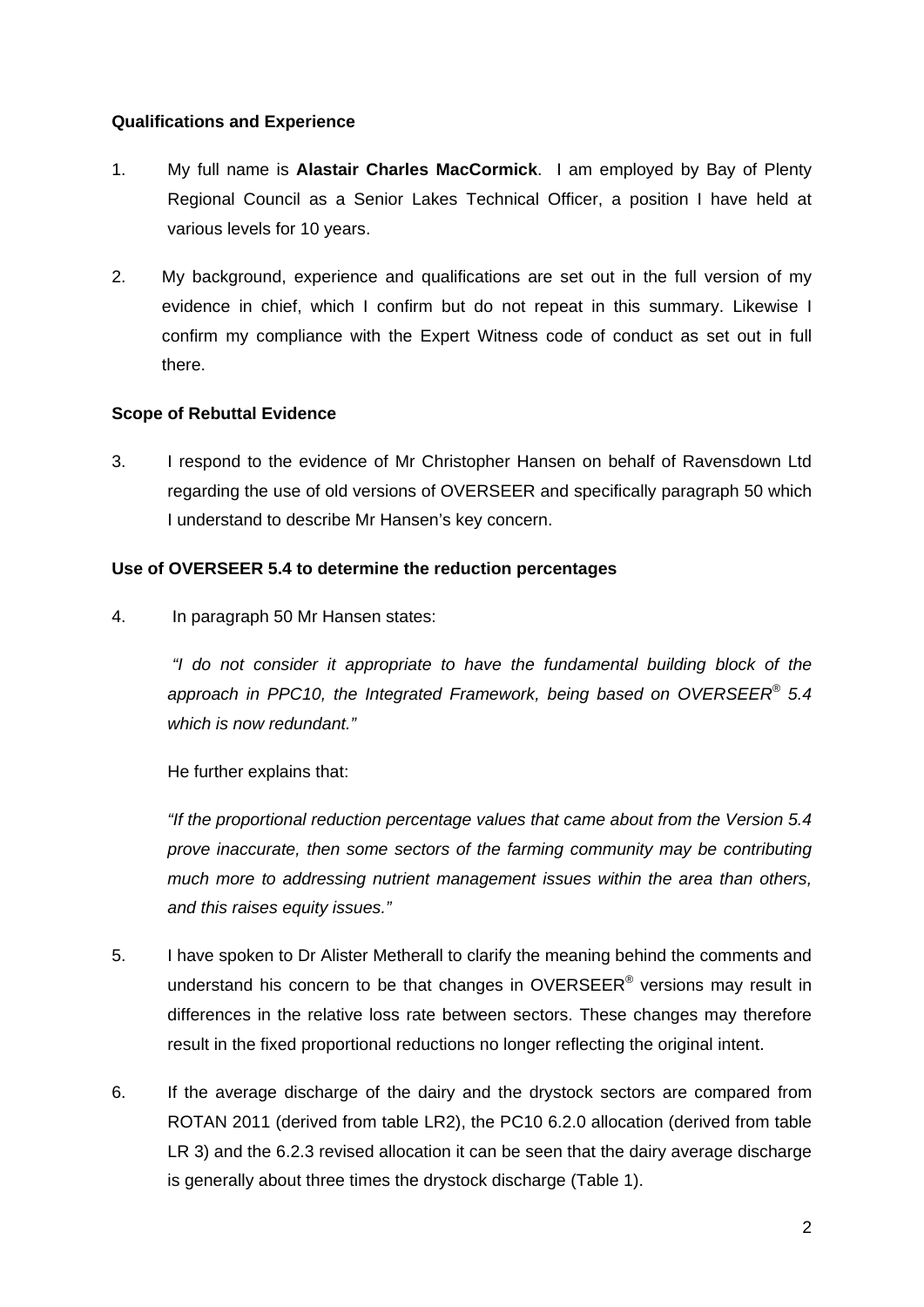**Qualifications and Experience**

1. My full name is **Alastair Charles MacCormick**. I am employed by Bay of Plenty Regional Council as a Senior Lakes Technical Officer, a position I have held at various levels for 10 years.

2. My background, experience and qualifications are set out in the full version of my evidence in chief, which I confirm but do not repeat in this summary. Likewise I confirm my compliance with the Expert Witness code of conduct as set out in full there.

**Scope of Rebuttal Evidence**

3. I respond to the evidence of Mr Christopher Hansen on behalf of Ravensdown Ltd regarding the use of old versions of OVERSEER and specifically paragraph 50 which I understand to describe Mr Hansen's key concern.

**Use of OVERSEER 5.4 to determine the reduction percentages**

4. In paragraph 50 Mr Hansen states:

   *"I do not consider it appropriate to have the fundamental building block of the approach in PPC10, the Integrated Framework, being based on OVERSEER® 5.4 which is now redundant."*

   He further explains that:

   *"If the proportional reduction percentage values that came about from the Version 5.4 prove inaccurate, then some sectors of the farming community may be contributing much more to addressing nutrient management issues within the area than others, and this raises equity issues."*

5. I have spoken to Dr Alister Metherall to clarify the meaning behind the comments and understand his concern to be that changes in OVERSEER® versions may result in differences in the relative loss rate between sectors. These changes may therefore result in the fixed proportional reductions no longer reflecting the original intent.

6. If the average discharge of the dairy and the drystock sectors are compared from ROTAN 2011 (derived from table LR2), the PC10 6.2.0 allocation (derived from table LR 3) and the 6.2.3 revised allocation it can be seen that the dairy average discharge is generally about three times the drystock discharge (Table 1).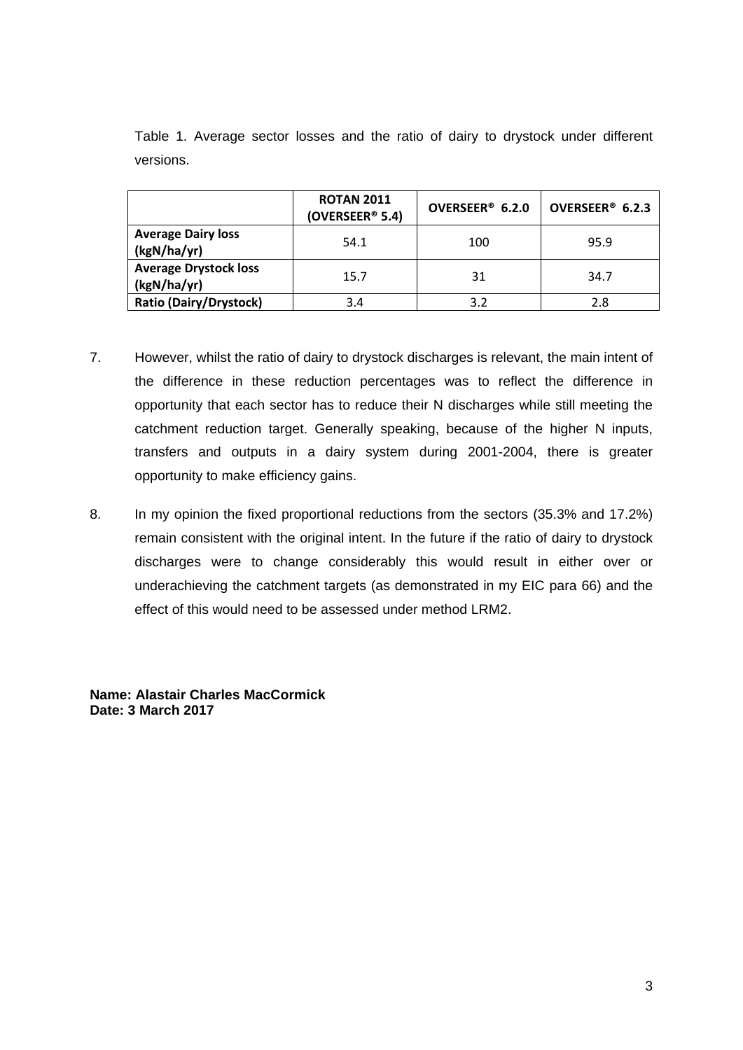Table 1. Average sector losses and the ratio of dairy to drystock under different versions.

| | ROTAN 2011 (OVERSEER® 5.4) | OVERSEER® 6.2.0 | OVERSEER® 6.2.3 |
|---|---|---|---|
| **Average Dairy loss (kgN/ha/yr)** | 54.1 | 100 | 95.9 |
| **Average Drystock loss (kgN/ha/yr)** | 15.7 | 31 | 34.7 |
| **Ratio (Dairy/Drystock)** | 3.4 | 3.2 | 2.8 |

7. However, whilst the ratio of dairy to drystock discharges is relevant, the main intent of the difference in these reduction percentages was to reflect the difference in opportunity that each sector has to reduce their N discharges while still meeting the catchment reduction target. Generally speaking, because of the higher N inputs, transfers and outputs in a dairy system during 2001-2004, there is greater opportunity to make efficiency gains.

8. In my opinion the fixed proportional reductions from the sectors (35.3% and 17.2%) remain consistent with the original intent. In the future if the ratio of dairy to drystock discharges were to change considerably this would result in either over or underachieving the catchment targets (as demonstrated in my EIC para 66) and the effect of this would need to be assessed under method LRM2.

**Name: Alastair Charles MacCormick**
**Date: 3 March 2017**